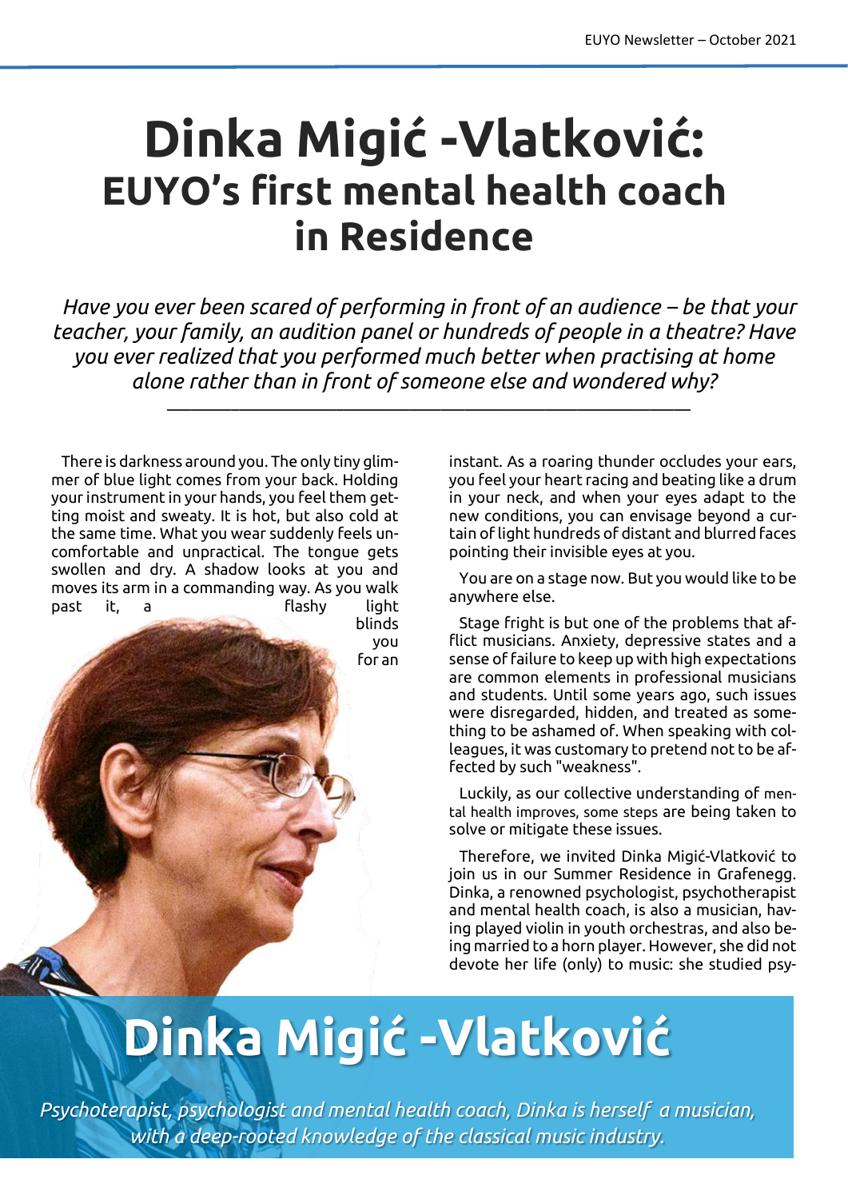# Dinka Migić -Vlatković:
## EUYO's first mental health coach in Residence

*Have you ever been scared of performing in front of an audience – be that your teacher, your family, an audition panel or hundreds of people in a theatre? Have you ever realized that you performed much better when practising at home alone rather than in front of someone else and wondered why?*

---

There is darkness around you. The only tiny glimmer of blue light comes from your back. Holding your instrument in your hands, you feel them getting moist and sweaty. It is hot, but also cold at the same time. What you wear suddenly feels uncomfortable and unpractical. The tongue gets swollen and dry. A shadow looks at you and moves its arm in a commanding way. As you walk past it, a flashy light blinds you for an instant. As a roaring thunder occludes your ears, you feel your heart racing and beating like a drum in your neck, and when your eyes adapt to the new conditions, you can envisage beyond a curtain of light hundreds of distant and blurred faces pointing their invisible eyes at you.

You are on a stage now. But you would like to be anywhere else.

Stage fright is but one of the problems that afflict musicians. Anxiety, depressive states and a sense of failure to keep up with high expectations are common elements in professional musicians and students. Until some years ago, such issues were disregarded, hidden, and treated as something to be ashamed of. When speaking with colleagues, it was customary to pretend not to be affected by such "weakness".

Luckily, as our collective understanding of mental health improves, some steps are being taken to solve or mitigate these issues.

Therefore, we invited Dinka Migić-Vlatković to join us in our Summer Residence in Grafenegg. Dinka, a renowned psychologist, psychotherapist and mental health coach, is also a musician, having played violin in youth orchestras, and also being married to a horn player. However, she did not devote her life (only) to music: she studied psy-

**Dinka Migić -Vlatković**

*Psychoterapist, psychologist and mental health coach, Dinka is herself a musician, with a deep-rooted knowledge of the classical music industry.*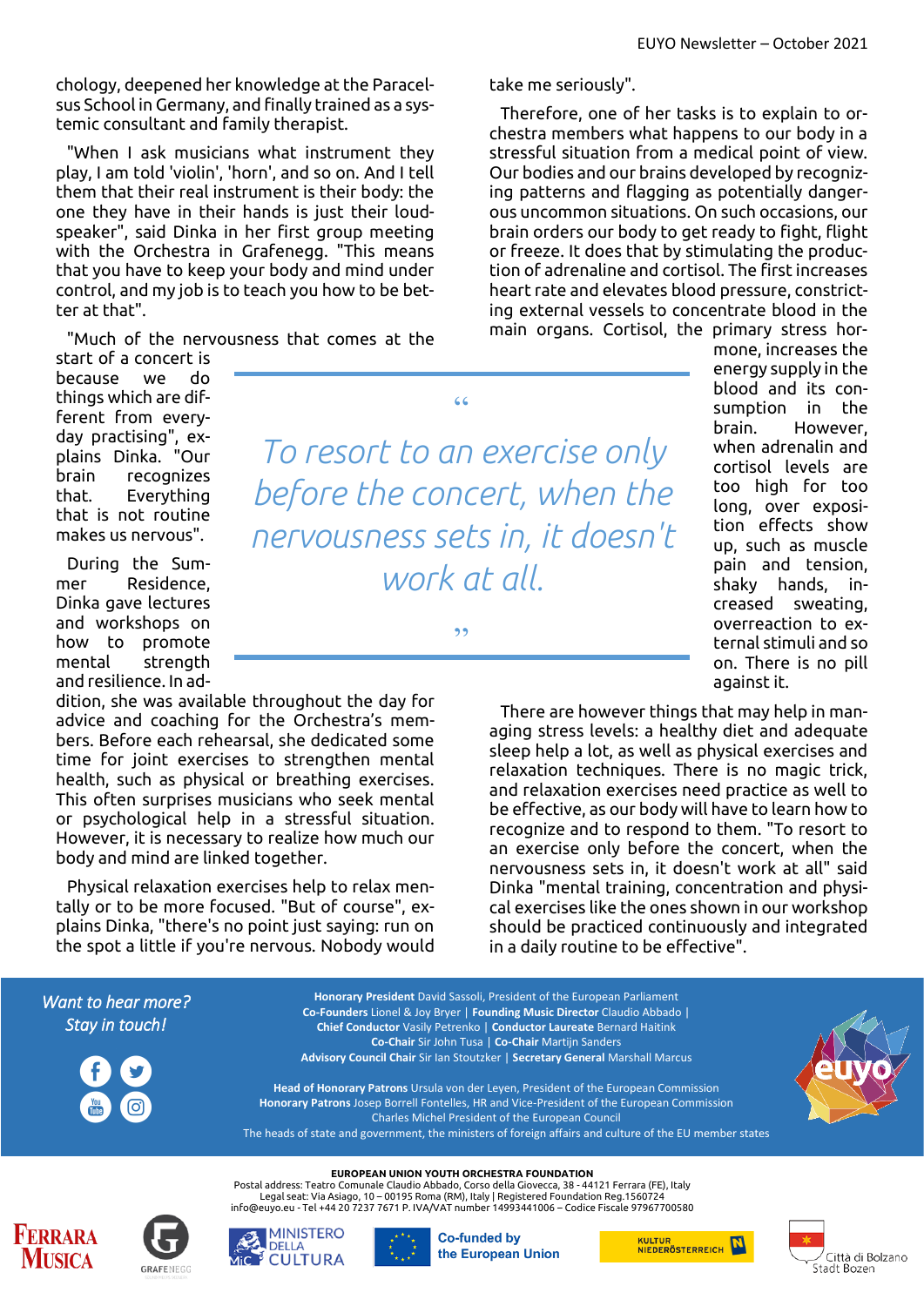chology, deepened her knowledge at the Paracelsus School in Germany, and finally trained as a systemic consultant and family therapist.

"When I ask musicians what instrument they play, I am told 'violin', 'horn', and so on. And I tell them that their real instrument is their body: the one they have in their hands is just their loudspeaker", said Dinka in her first group meeting with the Orchestra in Grafenegg. "This means that you have to keep your body and mind under control, and my job is to teach you how to be better at that".

"Much of the nervousness that comes at the start of a concert is because we do things which are different from everyday practising", explains Dinka. "Our brain recognizes that. Everything that is not routine makes us nervous".

During the Summer Residence, Dinka gave lectures and workshops on how to promote mental strength and resilience. In addition, she was available throughout the day for advice and coaching for the Orchestra's members. Before each rehearsal, she dedicated some time for joint exercises to strengthen mental health, such as physical or breathing exercises. This often surprises musicians who seek mental or psychological help in a stressful situation. However, it is necessary to realize how much our body and mind are linked together.

Physical relaxation exercises help to relax mentally or to be more focused. "But of course", explains Dinka, "there's no point just saying: run on the spot a little if you're nervous. Nobody would take me seriously".

> *"To resort to an exercise only before the concert, when the nervousness sets in, it doesn't work at all."*

Therefore, one of her tasks is to explain to orchestra members what happens to our body in a stressful situation from a medical point of view. Our bodies and our brains developed by recognizing patterns and flagging as potentially dangerous uncommon situations. On such occasions, our brain orders our body to get ready to fight, flight or freeze. It does that by stimulating the production of adrenaline and cortisol. The first increases heart rate and elevates blood pressure, constricting external vessels to concentrate blood in the main organs. Cortisol, the primary stress hormone, increases the energy supply in the blood and its consumption in the brain. However, when adrenalin and cortisol levels are too high for too long, over exposition effects show up, such as muscle pain and tension, shaky hands, increased sweating, overreaction to external stimuli and so on. There is no pill against it.

There are however things that may help in managing stress levels: a healthy diet and adequate sleep help a lot, as well as physical exercises and relaxation techniques. There is no magic trick, and relaxation exercises need practice as well to be effective, as our body will have to learn how to recognize and to respond to them. "To resort to an exercise only before the concert, when the nervousness sets in, it doesn't work at all" said Dinka "mental training, concentration and physical exercises like the ones shown in our workshop should be practiced continuously and integrated in a daily routine to be effective".

*Want to hear more?*
*Stay in touch!*

**Honorary President** David Sassoli, President of the European Parliament
**Co-Founders** Lionel & Joy Bryer | **Founding Music Director** Claudio Abbado |
**Chief Conductor** Vasily Petrenko | **Conductor Laureate** Bernard Haitink
**Co-Chair** Sir John Tusa | **Co-Chair** Martijn Sanders
**Advisory Council Chair** Sir Ian Stoutzker | **Secretary General** Marshall Marcus

**Head of Honorary Patrons** Ursula von der Leyen, President of the European Commission
**Honorary Patrons** Josep Borrell Fontelles, HR and Vice-President of the European Commission
Charles Michel President of the European Council
The heads of state and government, the ministers of foreign affairs and culture of the EU member states

**EUROPEAN UNION YOUTH ORCHESTRA FOUNDATION**
Postal address: Teatro Comunale Claudio Abbado, Corso della Giovecca, 38 - 44121 Ferrara (FE), Italy
Legal seat: Via Asiago, 10 – 00195 Roma (RM), Italy | Registered Foundation Reg.1560724
info@euyo.eu - Tel +44 20 7237 7671 P. IVA/VAT number 14993441006 – Codice Fiscale 97967700580

Ferrara Musica | Grafenegg | Ministero della Cultura | Co-funded by the European Union | Kultur Niederösterreich | Città di Bolzano Stadt Bozen